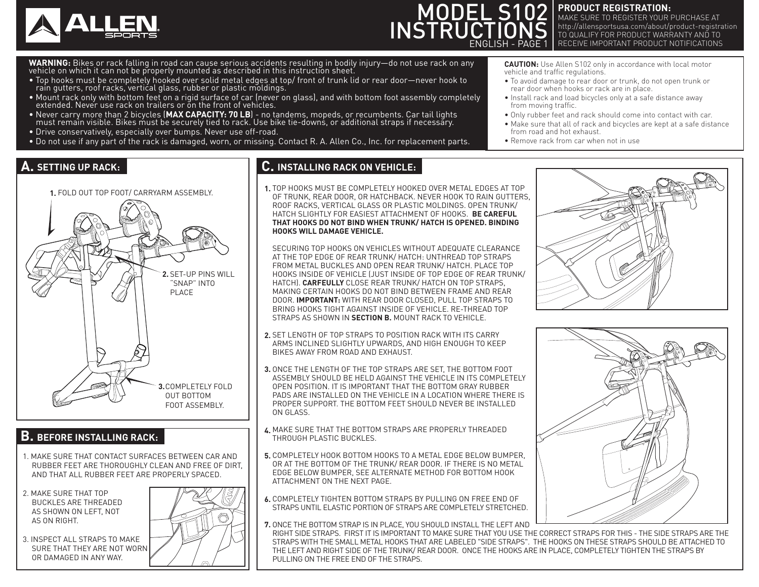# MODEL S102 INSTRUCTIONS

ENGLISH - PAGE 1

**PRODUCT REGISTRATION:**
MAKE SURE TO REGISTER YOUR PURCHASE AT http://allensportsusa.com/about/product-registration TO QUALIFY FOR PRODUCT WARRANTY AND TO RECEIVE IMPORTANT PRODUCT NOTIFICATIONS

**WARNING:** Bikes or rack falling in road can cause serious accidents resulting in bodily injury—do not use rack on any vehicle on which it can not be properly mounted as described in this instruction sheet.

- Top hooks must be completely hooked over solid metal edges at top/ front of trunk lid or rear door—never hook to rain gutters, roof racks, vertical glass, rubber or plastic moldings.
- Mount rack only with bottom feet on a rigid surface of car (never on glass), and with bottom foot assembly completely extended. Never use rack on trailers or on the front of vehicles.
- Never carry more than 2 bicycles (**MAX CAPACITY: 70 LB**) - no tandems, mopeds, or recumbents. Car tail lights must remain visible. Bikes must be securely tied to rack. Use bike tie-downs, or additional straps if necessary.
- Drive conservatively, especially over bumps. Never use off-road.
- Do not use if any part of the rack is damaged, worn, or missing. Contact R. A. Allen Co., Inc. for replacement parts.

**CAUTION:** Use Allen S102 only in accordance with local motor vehicle and traffic regulations.

- To avoid damage to rear door or trunk, do not open trunk or rear door when hooks or rack are in place.
- Install rack and load bicycles only at a safe distance away from moving traffic.
- Only rubber feet and rack should come into contact with car.
- Make sure that all of rack and bicycles are kept at a safe distance from road and hot exhaust.
- Remove rack from car when not in use

## A. SETTING UP RACK:

1. FOLD OUT TOP FOOT/ CARRYARM ASSEMBLY.
2. SET-UP PINS WILL "SNAP" INTO PLACE
3. COMPLETELY FOLD OUT BOTTOM FOOT ASSEMBLY.

## B. BEFORE INSTALLING RACK:

1. MAKE SURE THAT CONTACT SURFACES BETWEEN CAR AND RUBBER FEET ARE THOROUGHLY CLEAN AND FREE OF DIRT, AND THAT ALL RUBBER FEET ARE PROPERLY SPACED.
2. MAKE SURE THAT TOP BUCKLES ARE THREADED AS SHOWN ON LEFT, NOT AS ON RIGHT.
3. INSPECT ALL STRAPS TO MAKE SURE THAT THEY ARE NOT WORN OR DAMAGED IN ANY WAY.

## C. INSTALLING RACK ON VEHICLE:

1. TOP HOOKS MUST BE COMPLETELY HOOKED OVER METAL EDGES AT TOP OF TRUNK, REAR DOOR, OR HATCHBACK. NEVER HOOK TO RAIN GUTTERS, ROOF RACKS, VERTICAL GLASS OR PLASTIC MOLDINGS. OPEN TRUNK/ HATCH SLIGHTLY FOR EASIEST ATTACHMENT OF HOOKS. **BE CAREFUL THAT HOOKS DO NOT BIND WHEN TRUNK/ HATCH IS OPENED. BINDING HOOKS WILL DAMAGE VEHICLE.**

   SECURING TOP HOOKS ON VEHICLES WITHOUT ADEQUATE CLEARANCE AT THE TOP EDGE OF REAR TRUNK/ HATCH: UNTHREAD TOP STRAPS FROM METAL BUCKLES AND OPEN REAR TRUNK/ HATCH. PLACE TOP HOOKS INSIDE OF VEHICLE (JUST INSIDE OF TOP EDGE OF REAR TRUNK/ HATCH). **CARFEULLY** CLOSE REAR TRUNK/ HATCH ON TOP STRAPS, MAKING CERTAIN HOOKS DO NOT BIND BETWEEN FRAME AND REAR DOOR. **IMPORTANT:** WITH REAR DOOR CLOSED, PULL TOP STRAPS TO BRING HOOKS TIGHT AGAINST INSIDE OF VEHICLE. RE-THREAD TOP STRAPS AS SHOWN IN **SECTION B.** MOUNT RACK TO VEHICLE.

2. SET LENGTH OF TOP STRAPS TO POSITION RACK WITH ITS CARRY ARMS INCLINED SLIGHTLY UPWARDS, AND HIGH ENOUGH TO KEEP BIKES AWAY FROM ROAD AND EXHAUST.
3. ONCE THE LENGTH OF THE TOP STRAPS ARE SET, THE BOTTOM FOOT ASSEMBLY SHOULD BE HELD AGAINST THE VEHICLE IN ITS COMPLETELY OPEN POSITION. IT IS IMPORTANT THAT THE BOTTOM GRAY RUBBER PADS ARE INSTALLED ON THE VEHICLE IN A LOCATION WHERE THERE IS PROPER SUPPORT. THE BOTTOM FEET SHOULD NEVER BE INSTALLED ON GLASS.
4. MAKE SURE THAT THE BOTTOM STRAPS ARE PROPERLY THREADED THROUGH PLASTIC BUCKLES.
5. COMPLETELY HOOK BOTTOM HOOKS TO A METAL EDGE BELOW BUMPER, OR AT THE BOTTOM OF THE TRUNK/ REAR DOOR. IF THERE IS NO METAL EDGE BELOW BUMPER, SEE ALTERNATE METHOD FOR BOTTOM HOOK ATTACHMENT ON THE NEXT PAGE.
6. COMPLETELY TIGHTEN BOTTOM STRAPS BY PULLING ON FREE END OF STRAPS UNTIL ELASTIC PORTION OF STRAPS ARE COMPLETELY STRETCHED.
7. ONCE THE BOTTOM STRAP IS IN PLACE, YOU SHOULD INSTALL THE LEFT AND RIGHT SIDE STRAPS. FIRST IT IS IMPORTANT TO MAKE SURE THAT YOU USE THE CORRECT STRAPS FOR THIS - THE SIDE STRAPS ARE THE STRAPS WITH THE SMALL METAL HOOKS THAT ARE LABELED "SIDE STRAPS". THE HOOKS ON THESE STRAPS SHOULD BE ATTACHED TO THE LEFT AND RIGHT SIDE OF THE TRUNK/ REAR DOOR. ONCE THE HOOKS ARE IN PLACE, COMPLETELY TIGHTEN THE STRAPS BY PULLING ON THE FREE END OF THE STRAPS.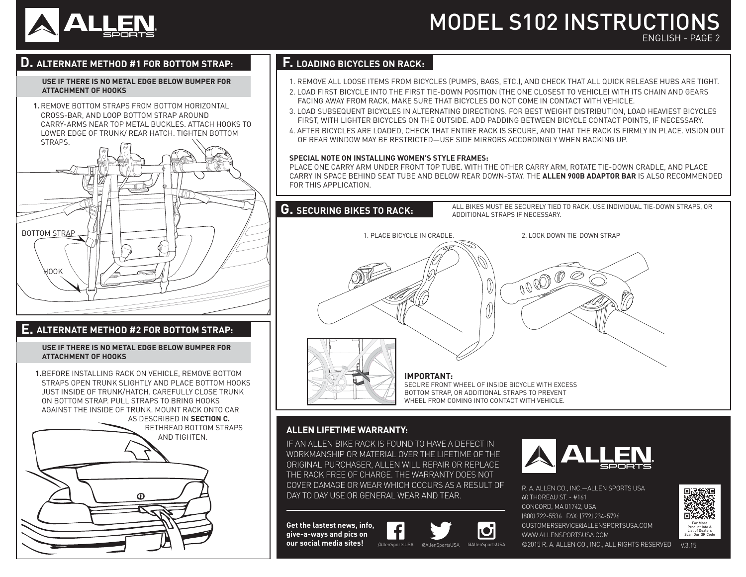# MODEL S102 INSTRUCTIONS

## D. ALTERNATE METHOD #1 FOR BOTTOM STRAP:

**USE IF THERE IS NO METAL EDGE BELOW BUMPER FOR ATTACHMENT OF HOOKS**

1. REMOVE BOTTOM STRAPS FROM BOTTOM HORIZONTAL CROSS-BAR, AND LOOP BOTTOM STRAP AROUND CARRY-ARMS NEAR TOP METAL BUCKLES. ATTACH HOOKS TO LOWER EDGE OF TRUNK/ REAR HATCH. TIGHTEN BOTTOM STRAPS.

BOTTOM STRAP

HOOK

## E. ALTERNATE METHOD #2 FOR BOTTOM STRAP:

**USE IF THERE IS NO METAL EDGE BELOW BUMPER FOR ATTACHMENT OF HOOKS**

1. BEFORE INSTALLING RACK ON VEHICLE, REMOVE BOTTOM STRAPS OPEN TRUNK SLIGHTLY AND PLACE BOTTOM HOOKS JUST INSIDE OF TRUNK/HATCH. CAREFULLY CLOSE TRUNK ON BOTTOM STRAP. PULL STRAPS TO BRING HOOKS AGAINST THE INSIDE OF TRUNK. MOUNT RACK ONTO CAR AS DESCRIBED IN **SECTION C.** RETHREAD BOTTOM STRAPS AND TIGHTEN.

## F. LOADING BICYCLES ON RACK:

1. REMOVE ALL LOOSE ITEMS FROM BICYCLES (PUMPS, BAGS, ETC.), AND CHECK THAT ALL QUICK RELEASE HUBS ARE TIGHT.
2. LOAD FIRST BICYCLE INTO THE FIRST TIE-DOWN POSITION (THE ONE CLOSEST TO VEHICLE) WITH ITS CHAIN AND GEARS FACING AWAY FROM RACK. MAKE SURE THAT BICYCLES DO NOT COME IN CONTACT WITH VEHICLE.
3. LOAD SUBSEQUENT BICYCLES IN ALTERNATING DIRECTIONS. FOR BEST WEIGHT DISTRIBUTION, LOAD HEAVIEST BICYCLES FIRST, WITH LIGHTER BICYCLES ON THE OUTSIDE. ADD PADDING BETWEEN BICYCLE CONTACT POINTS, IF NECESSARY.
4. AFTER BICYCLES ARE LOADED, CHECK THAT ENTIRE RACK IS SECURE, AND THAT THE RACK IS FIRMLY IN PLACE. VISION OUT OF REAR WINDOW MAY BE RESTRICTED—USE SIDE MIRRORS ACCORDINGLY WHEN BACKING UP.

**SPECIAL NOTE ON INSTALLING WOMEN'S STYLE FRAMES:**
PLACE ONE CARRY ARM UNDER FRONT TOP TUBE. WITH THE OTHER CARRY ARM, ROTATE TIE-DOWN CRADLE, AND PLACE CARRY IN SPACE BEHIND SEAT TUBE AND BELOW REAR DOWN-STAY. THE **ALLEN 900B ADAPTOR BAR** IS ALSO RECOMMENDED FOR THIS APPLICATION.

## G. SECURING BIKES TO RACK:

ALL BIKES MUST BE SECURELY TIED TO RACK. USE INDIVIDUAL TIE-DOWN STRAPS, OR ADDITIONAL STRAPS IF NECESSARY.

1. PLACE BICYCLE IN CRADLE.

2. LOCK DOWN TIE-DOWN STRAP

**IMPORTANT:**
SECURE FRONT WHEEL OF INSIDE BICYCLE WITH EXCESS BOTTOM STRAP, OR ADDITIONAL STRAPS TO PREVENT WHEEL FROM COMING INTO CONTACT WITH VEHICLE.

### ALLEN LIFETIME WARRANTY:

IF AN ALLEN BIKE RACK IS FOUND TO HAVE A DEFECT IN WORKMANSHIP OR MATERIAL OVER THE LIFETIME OF THE ORIGINAL PURCHASER, ALLEN WILL REPAIR OR REPLACE THE RACK FREE OF CHARGE. THE WARRANTY DOES NOT COVER DAMAGE OR WEAR WHICH OCCURS AS A RESULT OF DAY TO DAY USE OR GENERAL WEAR AND TEAR.

**Get the lastest news, info, give-a-ways and pics on our social media sites!**

/AllenSportsUSA @AllenSportsUSA @AllenSportsUSA

R. A. ALLEN CO., INC.—ALLEN SPORTS USA
60 THOREAU ST. - #161
CONCORD, MA 01742, USA
(800) 722-5536 FAX: (772) 234-5796
CUSTOMERSERVICE@ALLENSPORTSUSA.COM
WWW.ALLENSPORTSUSA.COM
©2015 R. A. ALLEN CO., INC., ALL RIGHTS RESERVED

For More Product Info & List of Dealers Scan Our QR Code

V.3.15